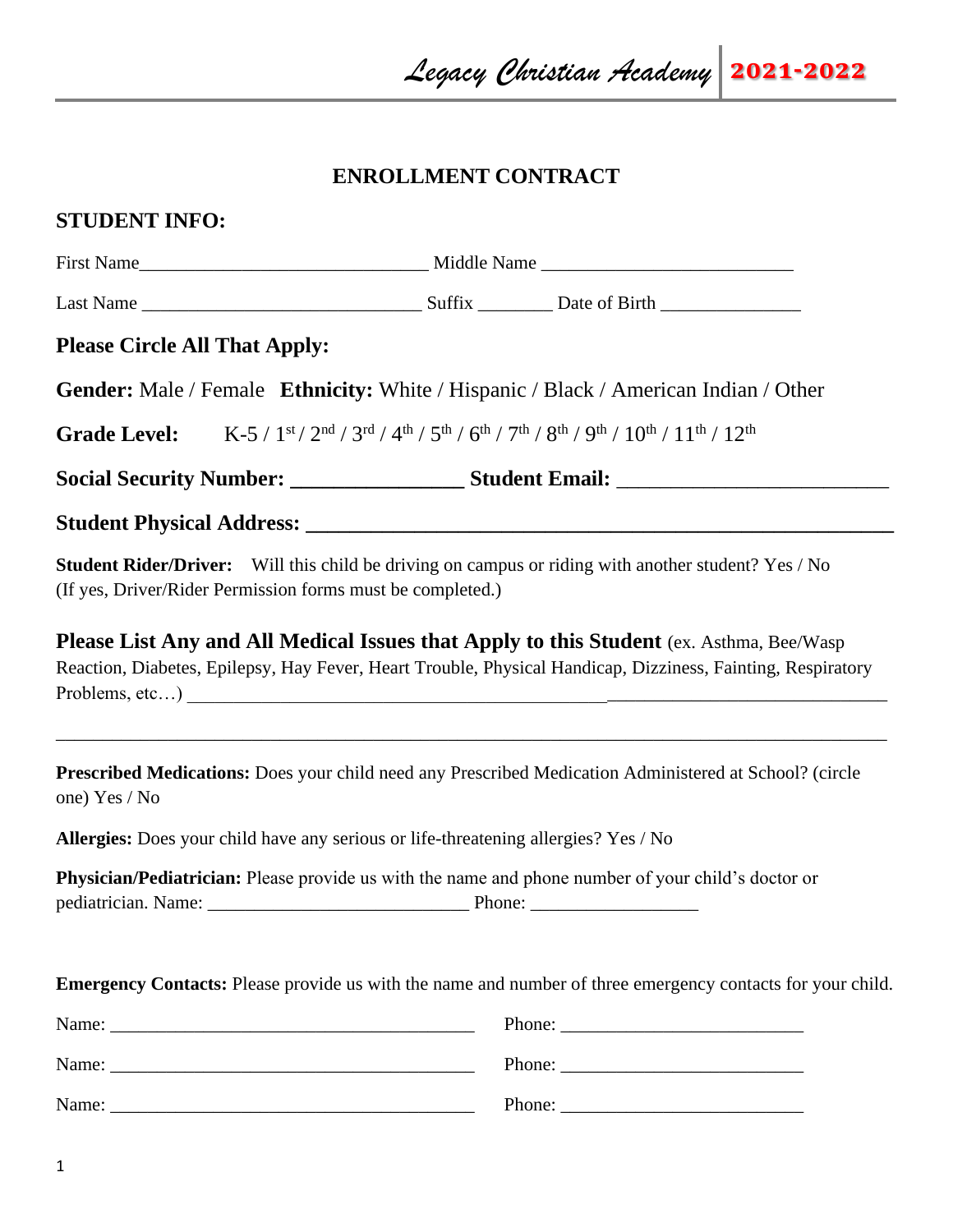*Legacy Christian Academy* **2021-2022**

# ENROLLMENT CONTRACT

## STUDENT INFO:

First Name______________________________ Middle Name __________________________

Last Name _____________________________ Suffix ________ Date of Birth _______________

### Please Circle All That Apply:

**Gender:** Male / Female **Ethnicity:** White / Hispanic / Black / American Indian / Other

**Grade Level:** K-5 / 1st / 2nd / 3rd / 4th / 5th / 6th / 7th / 8th / 9th / 10th / 11th / 12th

**Social Security Number: ________________ Student Email:** _________________________

**Student Physical Address: _______________________________________________________**

**Student Rider/Driver:** Will this child be driving on campus or riding with another student? Yes / No (If yes, Driver/Rider Permission forms must be completed.)

**Please List Any and All Medical Issues that Apply to this Student** (ex. Asthma, Bee/Wasp Reaction, Diabetes, Epilepsy, Hay Fever, Heart Trouble, Physical Handicap, Dizziness, Fainting, Respiratory Problems, etc…) ____________________________________________________________________________

_____________________________________________________________________________________

**Prescribed Medications:** Does your child need any Prescribed Medication Administered at School? (circle one) Yes / No

**Allergies:** Does your child have any serious or life-threatening allergies? Yes / No

**Physician/Pediatrician:** Please provide us with the name and phone number of your child's doctor or pediatrician. Name: ____________________________ Phone: __________________

**Emergency Contacts:** Please provide us with the name and number of three emergency contacts for your child.

Name: ________________________________________ Phone: __________________________

Name: ________________________________________ Phone: __________________________

Name: ________________________________________ Phone: __________________________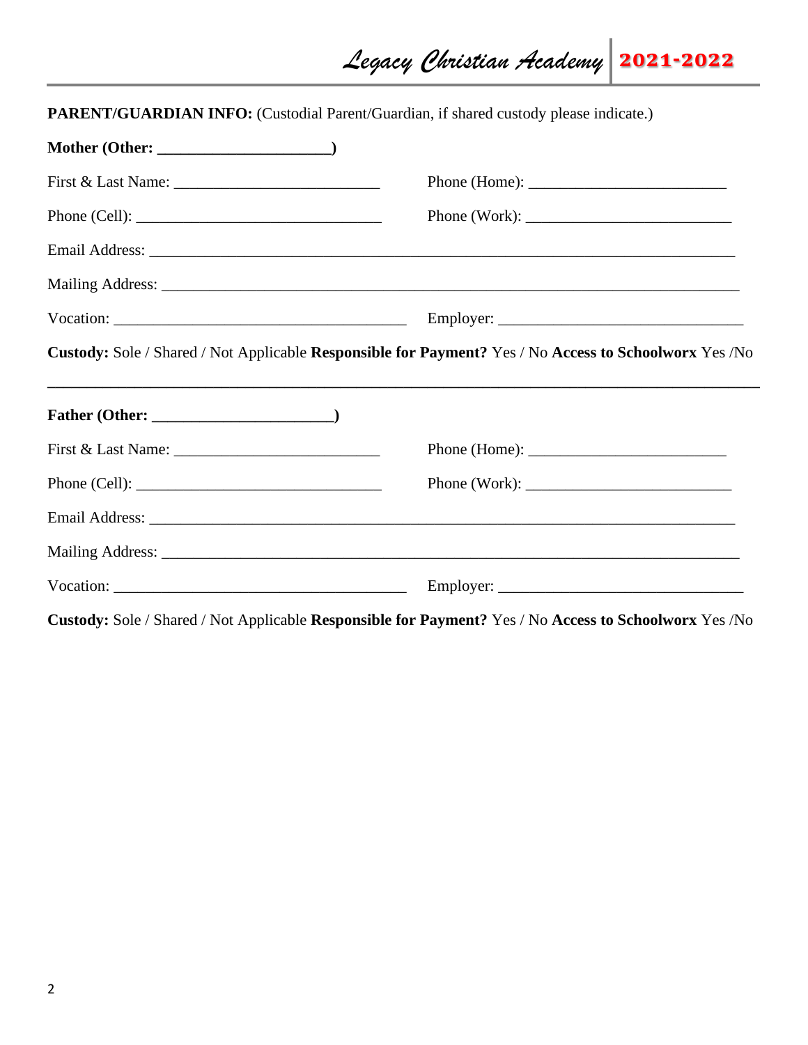**PARENT/GUARDIAN INFO:** (Custodial Parent/Guardian, if shared custody please indicate.)

**Mother (Other: _____________________)**

First & Last Name: __________________________ Phone (Home): ________________________

Phone (Cell): _______________________________ Phone (Work): _________________________

Email Address: ___________________________________________________________________________

Mailing Address: _________________________________________________________________________

Vocation: ____________________________________ Employer: ______________________________

**Custody:** Sole / Shared / Not Applicable **Responsible for Payment?** Yes / No **Access to Schoolworx** Yes /No

---

**Father (Other: ______________________)**

First & Last Name: __________________________ Phone (Home): ________________________

Phone (Cell): _______________________________ Phone (Work): _________________________

Email Address: ___________________________________________________________________________

Mailing Address: _________________________________________________________________________

Vocation: ____________________________________ Employer: ______________________________

**Custody:** Sole / Shared / Not Applicable **Responsible for Payment?** Yes / No **Access to Schoolworx** Yes /No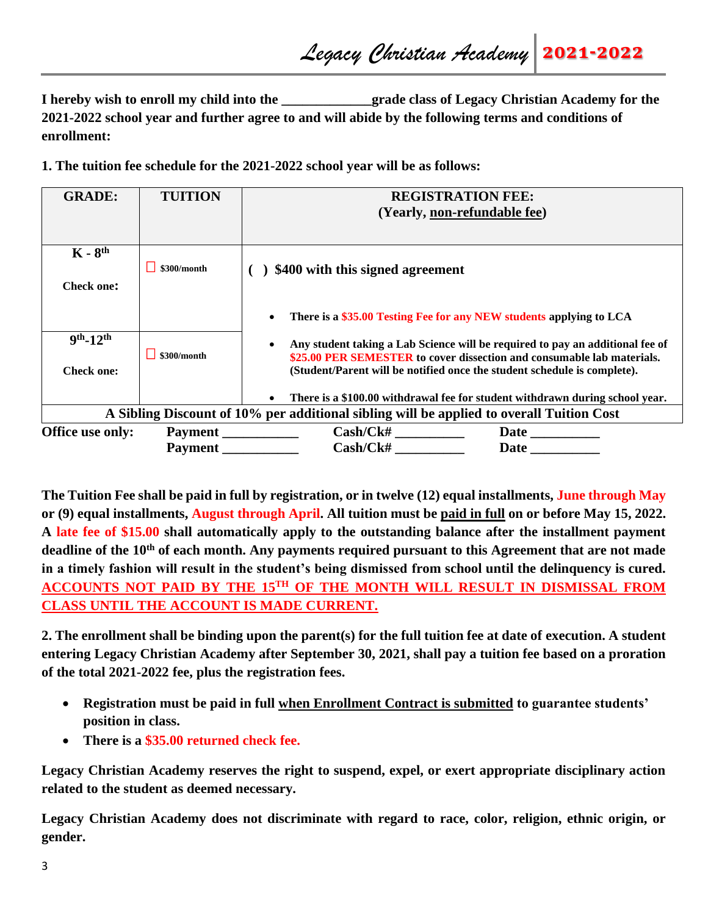I hereby wish to enroll my child into the _____________grade class of Legacy Christian Academy for the 2021-2022 school year and further agree to and will abide by the following terms and conditions of enrollment:

**1. The tuition fee schedule for the 2021-2022 school year will be as follows:**

| GRADE: | TUITION | REGISTRATION FEE: (Yearly, non-refundable fee) |
|---|---|---|
| K - 8th Check one: | ☐ $300/month | ( ) $400 with this signed agreement<br>• There is a $35.00 Testing Fee for any NEW students applying to LCA |
| 9th-12th Check one: | ☐ $300/month | • Any student taking a Lab Science will be required to pay an additional fee of $25.00 PER SEMESTER to cover dissection and consumable lab materials. (Student/Parent will be notified once the student schedule is complete).<br>• There is a $100.00 withdrawal fee for student withdrawn during school year. |
| A Sibling Discount of 10% per additional sibling will be applied to overall Tuition Cost | | |

**Office use only:** Payment ___________ Cash/Ck# __________ Date __________
Payment ___________ Cash/Ck# __________ Date __________

**The Tuition Fee shall be paid in full by registration, or in twelve (12) equal installments, June through May or (9) equal installments, August through April. All tuition must be paid in full on or before May 15, 2022. A late fee of $15.00 shall automatically apply to the outstanding balance after the installment payment deadline of the 10th of each month. Any payments required pursuant to this Agreement that are not made in a timely fashion will result in the student's being dismissed from school until the delinquency is cured. ACCOUNTS NOT PAID BY THE 15TH OF THE MONTH WILL RESULT IN DISMISSAL FROM CLASS UNTIL THE ACCOUNT IS MADE CURRENT.**

**2. The enrollment shall be binding upon the parent(s) for the full tuition fee at date of execution. A student entering Legacy Christian Academy after September 30, 2021, shall pay a tuition fee based on a proration of the total 2021-2022 fee, plus the registration fees.**

- **Registration must be paid in full when Enrollment Contract is submitted to guarantee students' position in class.**
- **There is a $35.00 returned check fee.**

**Legacy Christian Academy reserves the right to suspend, expel, or exert appropriate disciplinary action related to the student as deemed necessary.**

**Legacy Christian Academy does not discriminate with regard to race, color, religion, ethnic origin, or gender.**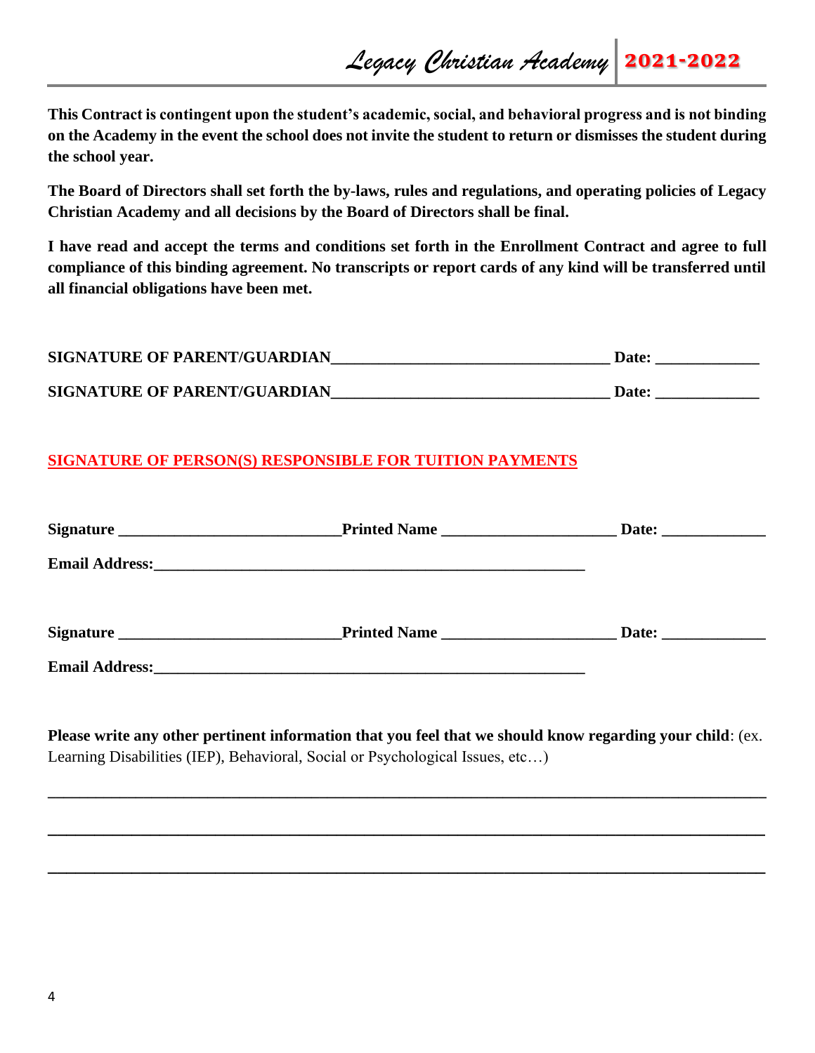**This Contract is contingent upon the student's academic, social, and behavioral progress and is not binding on the Academy in the event the school does not invite the student to return or dismisses the student during the school year.**

**The Board of Directors shall set forth the by-laws, rules and regulations, and operating policies of Legacy Christian Academy and all decisions by the Board of Directors shall be final.**

**I have read and accept the terms and conditions set forth in the Enrollment Contract and agree to full compliance of this binding agreement. No transcripts or report cards of any kind will be transferred until all financial obligations have been met.**

**SIGNATURE OF PARENT/GUARDIAN__________________________________ Date: ____________**

**SIGNATURE OF PARENT/GUARDIAN__________________________________ Date: ____________**

**SIGNATURE OF PERSON(S) RESPONSIBLE FOR TUITION PAYMENTS**

**Signature ___________________________Printed Name _____________________ Date: ____________**

**Email Address:_______________________________________________________**

**Signature ___________________________Printed Name _____________________ Date: ____________**

**Email Address:_______________________________________________________**

**Please write any other pertinent information that you feel that we should know regarding your child**: (ex. Learning Disabilities (IEP), Behavioral, Social or Psychological Issues, etc…)

______________________________________________________________________________

______________________________________________________________________________

______________________________________________________________________________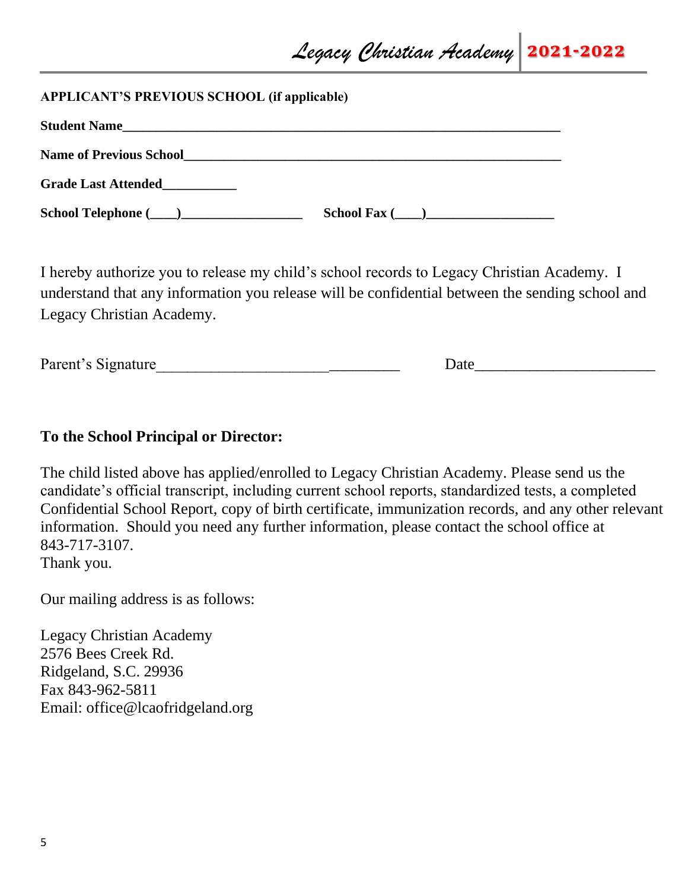**APPLICANT'S PREVIOUS SCHOOL (if applicable)**

**Student Name**_______________________________________________________________

**Name of Previous School**_____________________________________________________

**Grade Last Attended**__________

**School Telephone (____)_________________** **School Fax (____)__________________**

I hereby authorize you to release my child's school records to Legacy Christian Academy. I understand that any information you release will be confidential between the sending school and Legacy Christian Academy.

Parent's Signature______________________________ Date______________________

**To the School Principal or Director:**

The child listed above has applied/enrolled to Legacy Christian Academy. Please send us the candidate's official transcript, including current school reports, standardized tests, a completed Confidential School Report, copy of birth certificate, immunization records, and any other relevant information. Should you need any further information, please contact the school office at 843-717-3107.
Thank you.

Our mailing address is as follows:

Legacy Christian Academy
2576 Bees Creek Rd.
Ridgeland, S.C. 29936
Fax 843-962-5811
Email: office@lcaofridgeland.org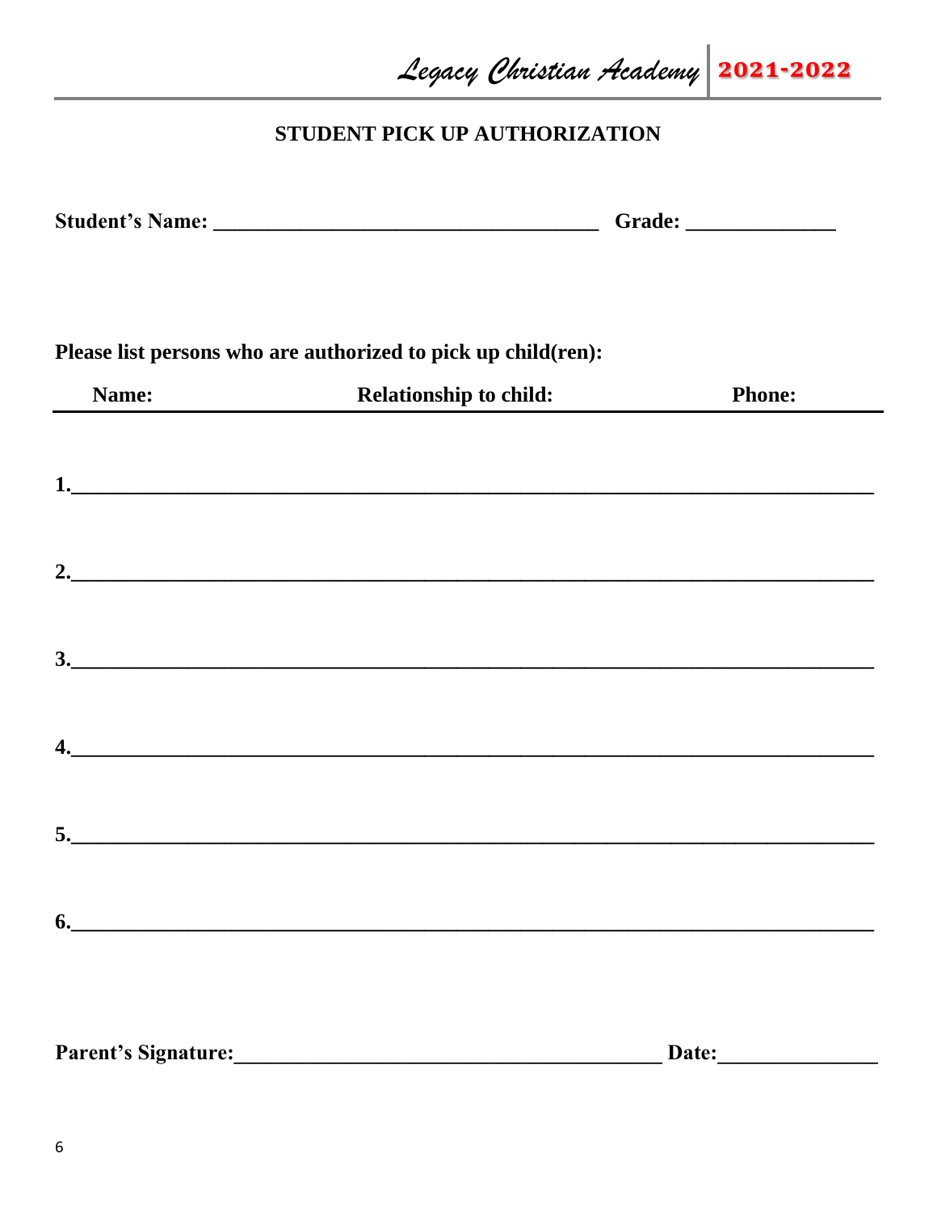## STUDENT PICK UP AUTHORIZATION

**Student's Name: ___________________________________ Grade: _____________**

**Please list persons who are authorized to pick up child(ren):**

| Name: | Relationship to child: | Phone: |
| --- | --- | --- |
| 1. | | |
| 2. | | |
| 3. | | |
| 4. | | |
| 5. | | |
| 6. | | |

**Parent's Signature:_______________________________________ Date:_______________**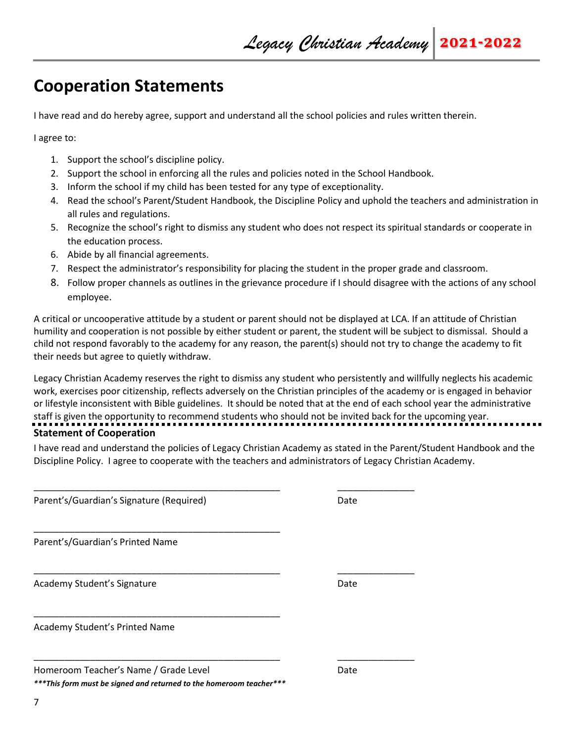## Cooperation Statements

I have read and do hereby agree, support and understand all the school policies and rules written therein.

I agree to:

1. Support the school's discipline policy.
2. Support the school in enforcing all the rules and policies noted in the School Handbook.
3. Inform the school if my child has been tested for any type of exceptionality.
4. Read the school's Parent/Student Handbook, the Discipline Policy and uphold the teachers and administration in all rules and regulations.
5. Recognize the school's right to dismiss any student who does not respect its spiritual standards or cooperate in the education process.
6. Abide by all financial agreements.
7. Respect the administrator's responsibility for placing the student in the proper grade and classroom.
8. Follow proper channels as outlines in the grievance procedure if I should disagree with the actions of any school employee.

A critical or uncooperative attitude by a student or parent should not be displayed at LCA. If an attitude of Christian humility and cooperation is not possible by either student or parent, the student will be subject to dismissal. Should a child not respond favorably to the academy for any reason, the parent(s) should not try to change the academy to fit their needs but agree to quietly withdraw.

Legacy Christian Academy reserves the right to dismiss any student who persistently and willfully neglects his academic work, exercises poor citizenship, reflects adversely on the Christian principles of the academy or is engaged in behavior or lifestyle inconsistent with Bible guidelines. It should be noted that at the end of each school year the administrative staff is given the opportunity to recommend students who should not be invited back for the upcoming year.

---

**Statement of Cooperation**

I have read and understand the policies of Legacy Christian Academy as stated in the Parent/Student Handbook and the Discipline Policy. I agree to cooperate with the teachers and administrators of Legacy Christian Academy.

_________________________________________________ _______________

Parent's/Guardian's Signature (Required) Date

_________________________________________________

Parent's/Guardian's Printed Name

_________________________________________________ _______________

Academy Student's Signature Date

_________________________________________________

Academy Student's Printed Name

_________________________________________________ _______________

Homeroom Teacher's Name / Grade Level Date

***\*\*\*This form must be signed and returned to the homeroom teacher\*\*\****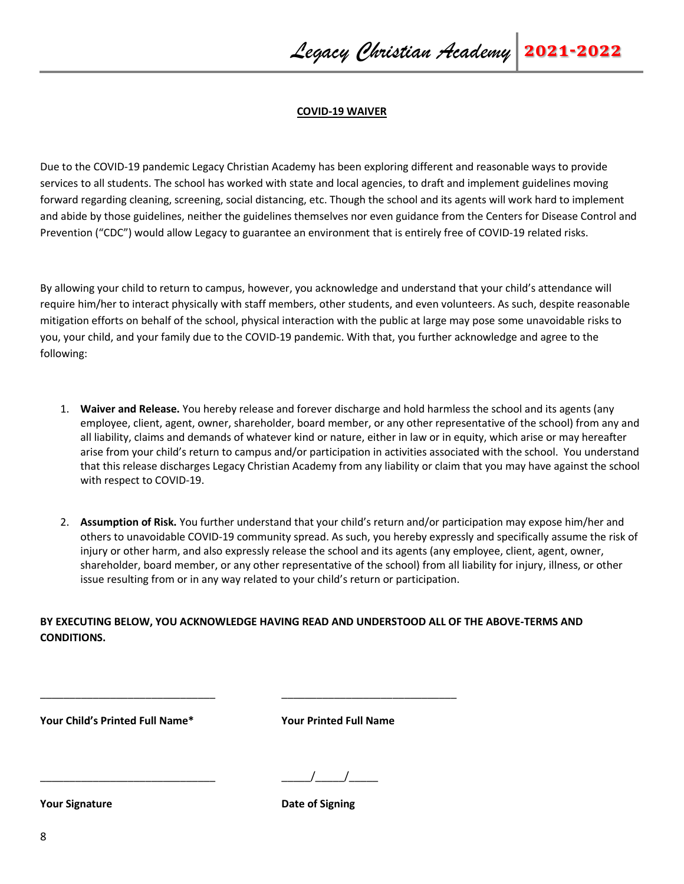## COVID-19 WAIVER

Due to the COVID-19 pandemic Legacy Christian Academy has been exploring different and reasonable ways to provide services to all students. The school has worked with state and local agencies, to draft and implement guidelines moving forward regarding cleaning, screening, social distancing, etc. Though the school and its agents will work hard to implement and abide by those guidelines, neither the guidelines themselves nor even guidance from the Centers for Disease Control and Prevention ("CDC") would allow Legacy to guarantee an environment that is entirely free of COVID-19 related risks.

By allowing your child to return to campus, however, you acknowledge and understand that your child's attendance will require him/her to interact physically with staff members, other students, and even volunteers. As such, despite reasonable mitigation efforts on behalf of the school, physical interaction with the public at large may pose some unavoidable risks to you, your child, and your family due to the COVID-19 pandemic. With that, you further acknowledge and agree to the following:

1. **Waiver and Release.** You hereby release and forever discharge and hold harmless the school and its agents (any employee, client, agent, owner, shareholder, board member, or any other representative of the school) from any and all liability, claims and demands of whatever kind or nature, either in law or in equity, which arise or may hereafter arise from your child's return to campus and/or participation in activities associated with the school. You understand that this release discharges Legacy Christian Academy from any liability or claim that you may have against the school with respect to COVID-19.

2. **Assumption of Risk.** You further understand that your child's return and/or participation may expose him/her and others to unavoidable COVID-19 community spread. As such, you hereby expressly and specifically assume the risk of injury or other harm, and also expressly release the school and its agents (any employee, client, agent, owner, shareholder, board member, or any other representative of the school) from all liability for injury, illness, or other issue resulting from or in any way related to your child's return or participation.

**BY EXECUTING BELOW, YOU ACKNOWLEDGE HAVING READ AND UNDERSTOOD ALL OF THE ABOVE-TERMS AND CONDITIONS.**

______________________________ ______________________________

**Your Child's Printed Full Name*** **Your Printed Full Name**

______________________________ _____/_____/_____

**Your Signature** **Date of Signing**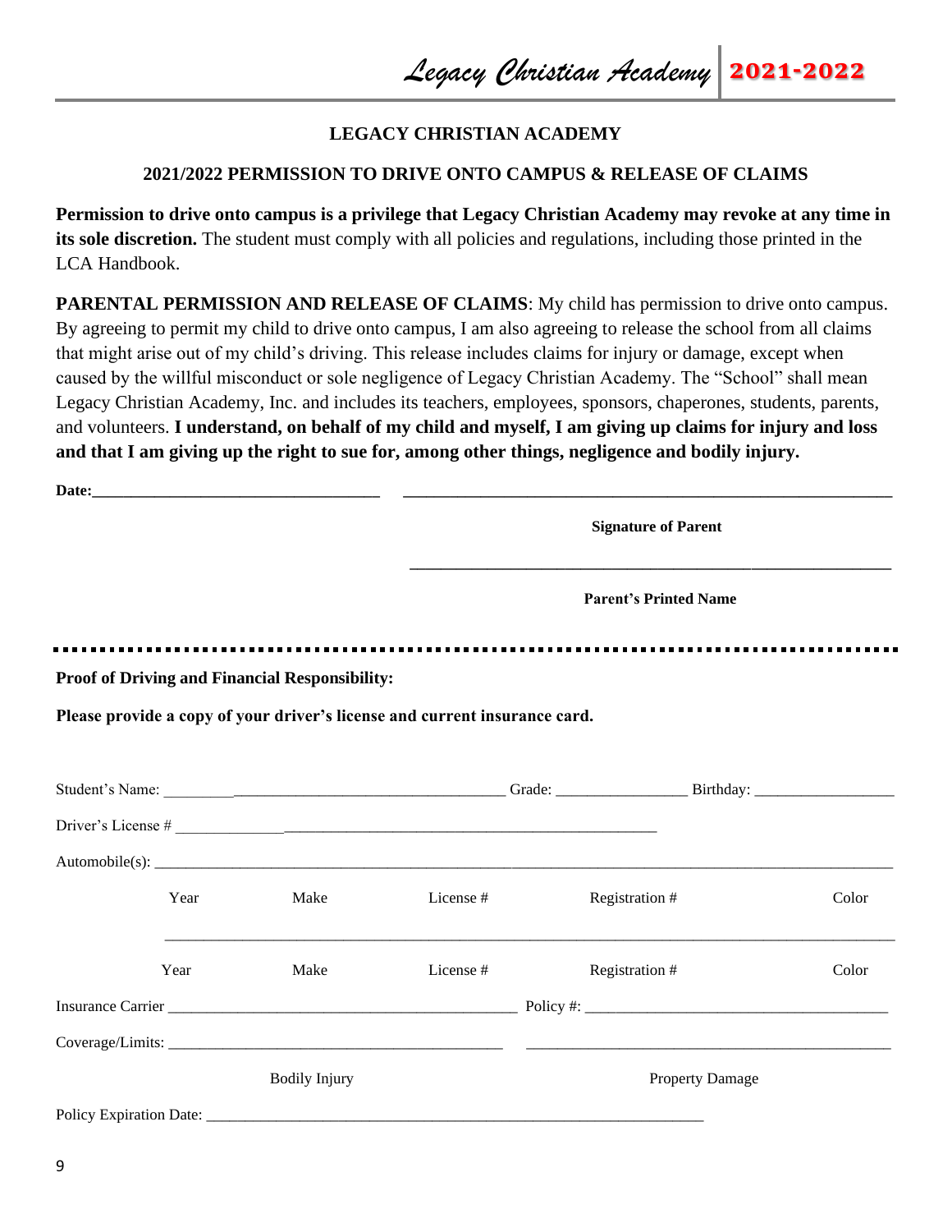## LEGACY CHRISTIAN ACADEMY

### 2021/2022 PERMISSION TO DRIVE ONTO CAMPUS & RELEASE OF CLAIMS

**Permission to drive onto campus is a privilege that Legacy Christian Academy may revoke at any time in its sole discretion.** The student must comply with all policies and regulations, including those printed in the LCA Handbook.

**PARENTAL PERMISSION AND RELEASE OF CLAIMS**: My child has permission to drive onto campus. By agreeing to permit my child to drive onto campus, I am also agreeing to release the school from all claims that might arise out of my child's driving. This release includes claims for injury or damage, except when caused by the willful misconduct or sole negligence of Legacy Christian Academy. The "School" shall mean Legacy Christian Academy, Inc. and includes its teachers, employees, sponsors, chaperones, students, parents, and volunteers. **I understand, on behalf of my child and myself, I am giving up claims for injury and loss and that I am giving up the right to sue for, among other things, negligence and bodily injury.**

**Date:**___________________________________ ____________________________________________________________

**Signature of Parent**

____________________________________________________________

**Parent's Printed Name**

---

**Proof of Driving and Financial Responsibility:**

**Please provide a copy of your driver's license and current insurance card.**

Student's Name: ___________________________________________ Grade: ________________ Birthday: _________________

Driver's License # _______________________________________________________________

Automobile(s): ____________________________________________________________________________________________

Year Make License # Registration # Color

____________________________________________________________________________________________

Year Make License # Registration # Color

Insurance Carrier ____________________________________________ Policy #: ______________________________________

Coverage/Limits: ___________________________________________ _______________________________________________

Bodily Injury Property Damage

Policy Expiration Date: ______________________________________________________________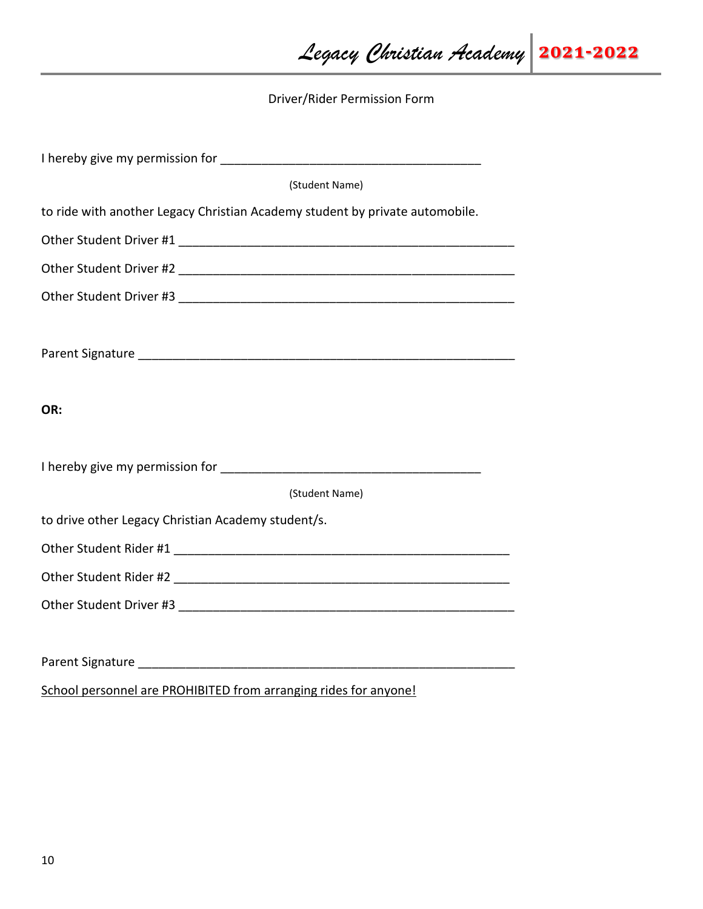## Driver/Rider Permission Form

I hereby give my permission for _____________________________________

(Student Name)

to ride with another Legacy Christian Academy student by private automobile.

Other Student Driver #1 ________________________________________________

Other Student Driver #2 ________________________________________________

Other Student Driver #3 ________________________________________________

Parent Signature ________________________________________________

**OR:**

I hereby give my permission for _____________________________________

(Student Name)

to drive other Legacy Christian Academy student/s.

Other Student Rider #1 ________________________________________________

Other Student Rider #2 ________________________________________________

Other Student Driver #3 ________________________________________________

Parent Signature ________________________________________________

<u>School personnel are PROHIBITED from arranging rides for anyone!</u>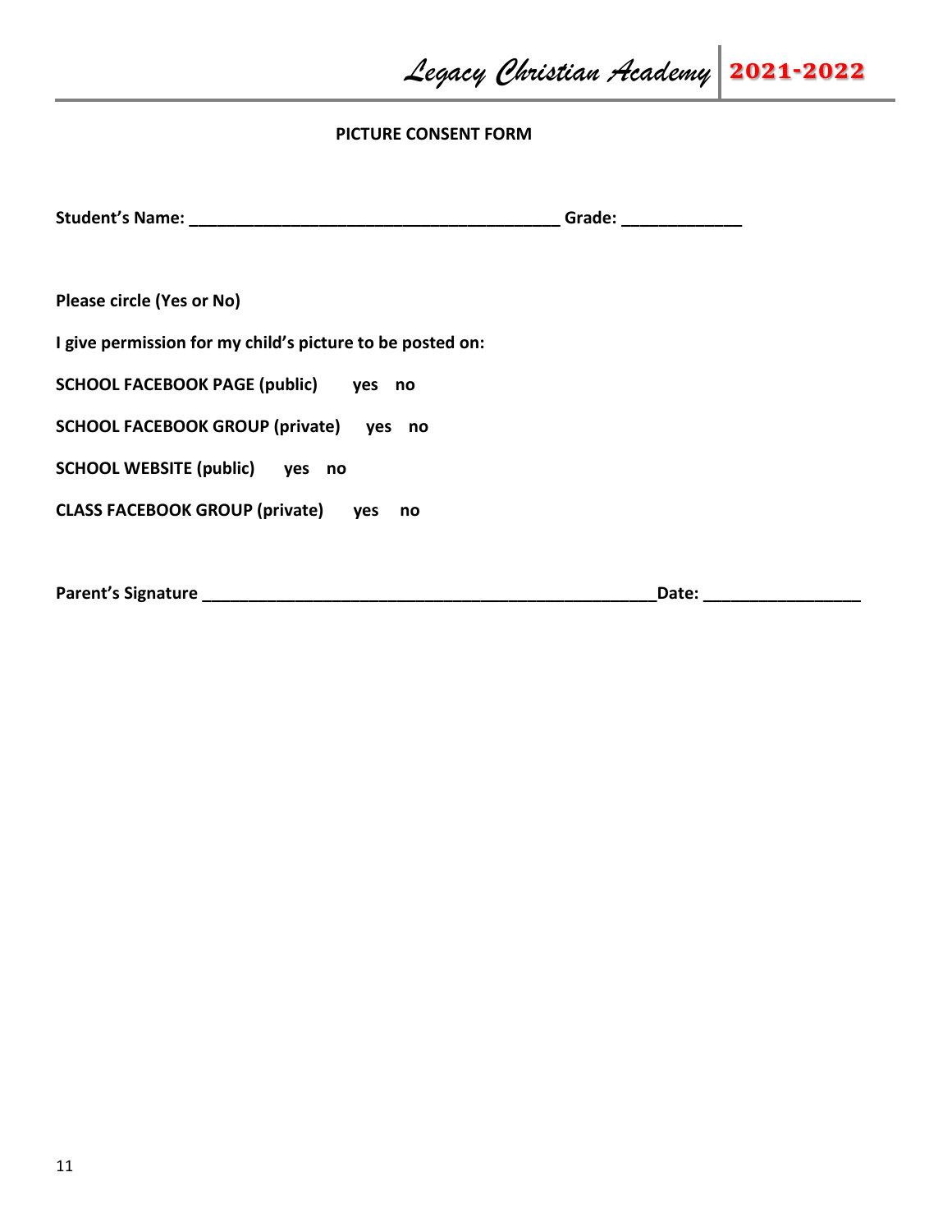## PICTURE CONSENT FORM

**Student's Name: ________________________________________ Grade: _____________**

**Please circle (Yes or No)**

**I give permission for my child's picture to be posted on:**

**SCHOOL FACEBOOK PAGE (public) yes no**

**SCHOOL FACEBOOK GROUP (private) yes no**

**SCHOOL WEBSITE (public) yes no**

**CLASS FACEBOOK GROUP (private) yes no**

**Parent's Signature __________________________________________________Date: ________________**